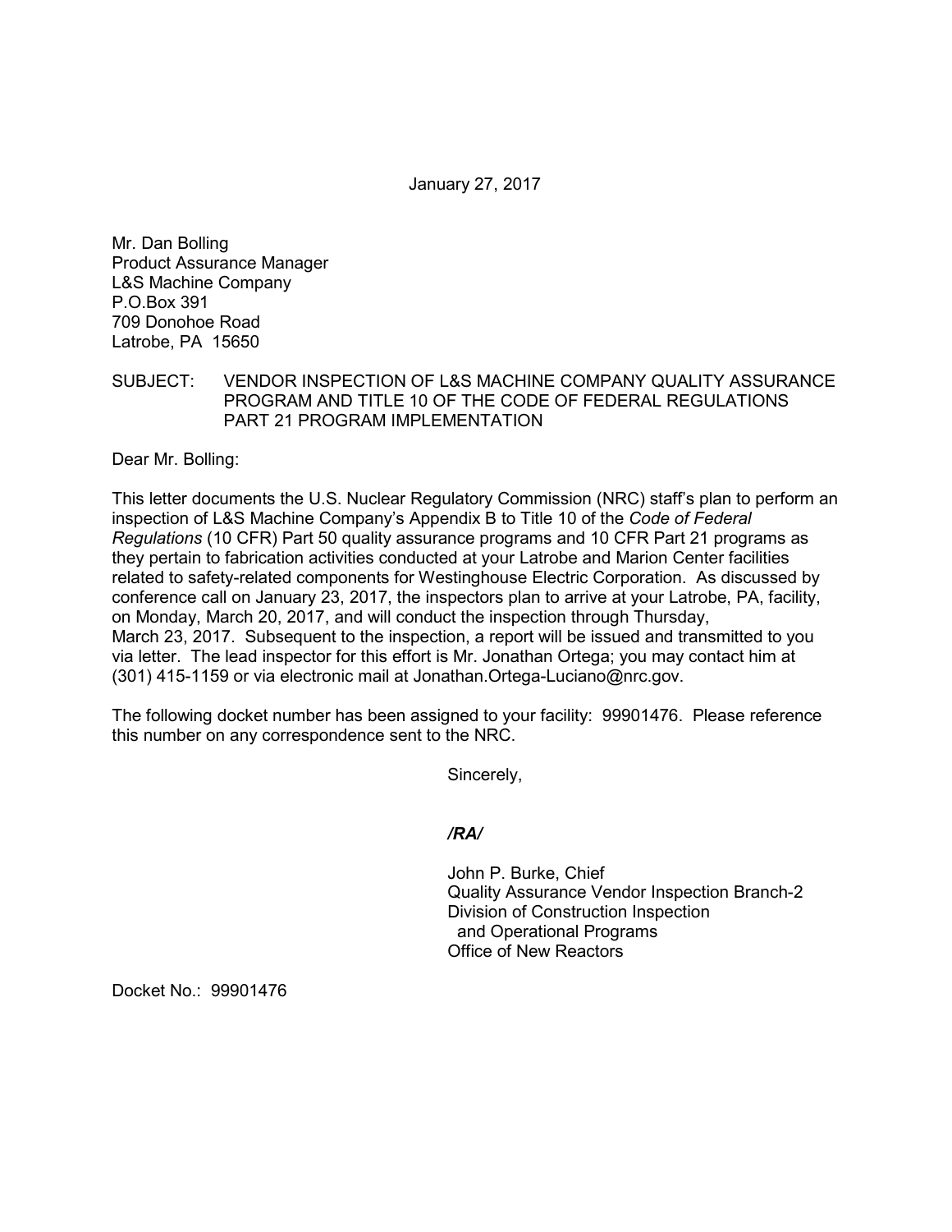January 27, 2017

Mr. Dan Bolling
Product Assurance Manager
L&S Machine Company
P.O.Box 391
709 Donohoe Road
Latrobe, PA 15650

SUBJECT: VENDOR INSPECTION OF L&S MACHINE COMPANY QUALITY ASSURANCE PROGRAM AND TITLE 10 OF THE CODE OF FEDERAL REGULATIONS PART 21 PROGRAM IMPLEMENTATION

Dear Mr. Bolling:

This letter documents the U.S. Nuclear Regulatory Commission (NRC) staff's plan to perform an inspection of L&S Machine Company's Appendix B to Title 10 of the *Code of Federal Regulations* (10 CFR) Part 50 quality assurance programs and 10 CFR Part 21 programs as they pertain to fabrication activities conducted at your Latrobe and Marion Center facilities related to safety-related components for Westinghouse Electric Corporation. As discussed by conference call on January 23, 2017, the inspectors plan to arrive at your Latrobe, PA, facility, on Monday, March 20, 2017, and will conduct the inspection through Thursday, March 23, 2017. Subsequent to the inspection, a report will be issued and transmitted to you via letter. The lead inspector for this effort is Mr. Jonathan Ortega; you may contact him at (301) 415-1159 or via electronic mail at Jonathan.Ortega-Luciano@nrc.gov.

The following docket number has been assigned to your facility: 99901476. Please reference this number on any correspondence sent to the NRC.

Sincerely,

***/RA/***

John P. Burke, Chief
Quality Assurance Vendor Inspection Branch-2
Division of Construction Inspection
and Operational Programs
Office of New Reactors

Docket No.: 99901476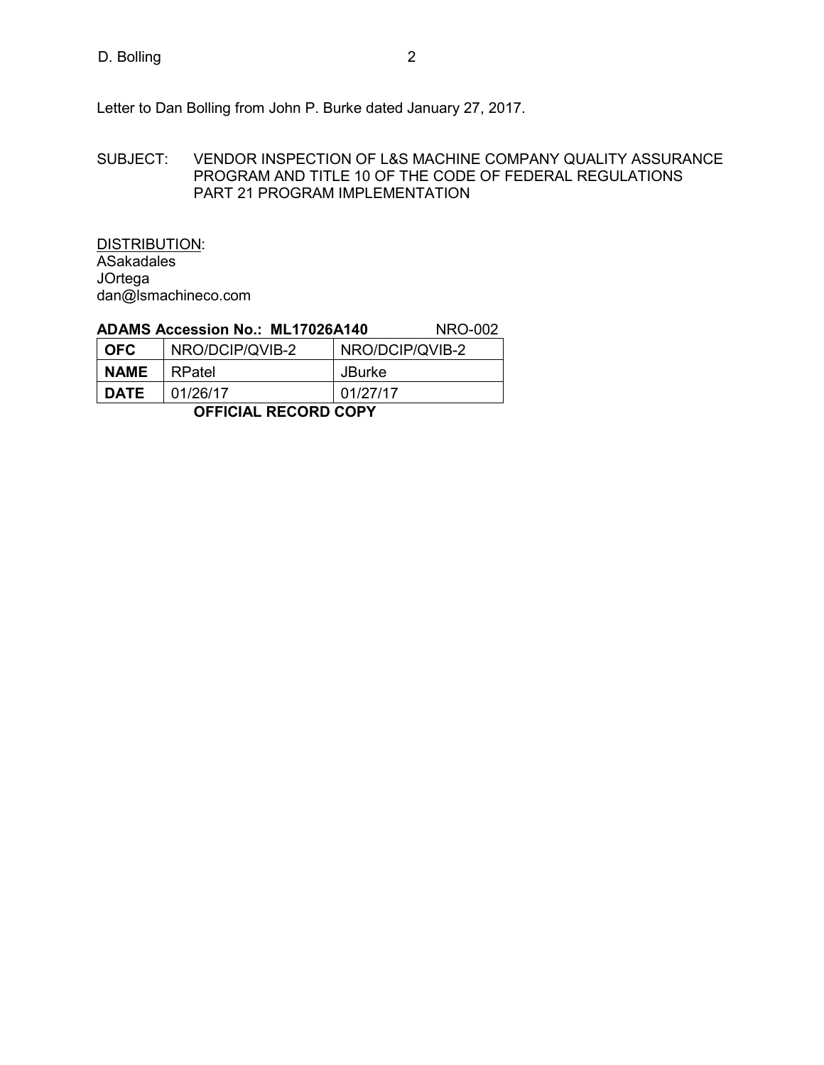Letter to Dan Bolling from John P. Burke dated January 27, 2017.

SUBJECT: VENDOR INSPECTION OF L&S MACHINE COMPANY QUALITY ASSURANCE PROGRAM AND TITLE 10 OF THE CODE OF FEDERAL REGULATIONS PART 21 PROGRAM IMPLEMENTATION

DISTRIBUTION:
ASakadales
JOrtega
dan@lsmachineco.com

**ADAMS Accession No.: ML17026A140** NRO-002

| | | |
|---|---|---|
| **OFC** | NRO/DCIP/QVIB-2 | NRO/DCIP/QVIB-2 |
| **NAME** | RPatel | JBurke |
| **DATE** | 01/26/17 | 01/27/17 |

**OFFICIAL RECORD COPY**